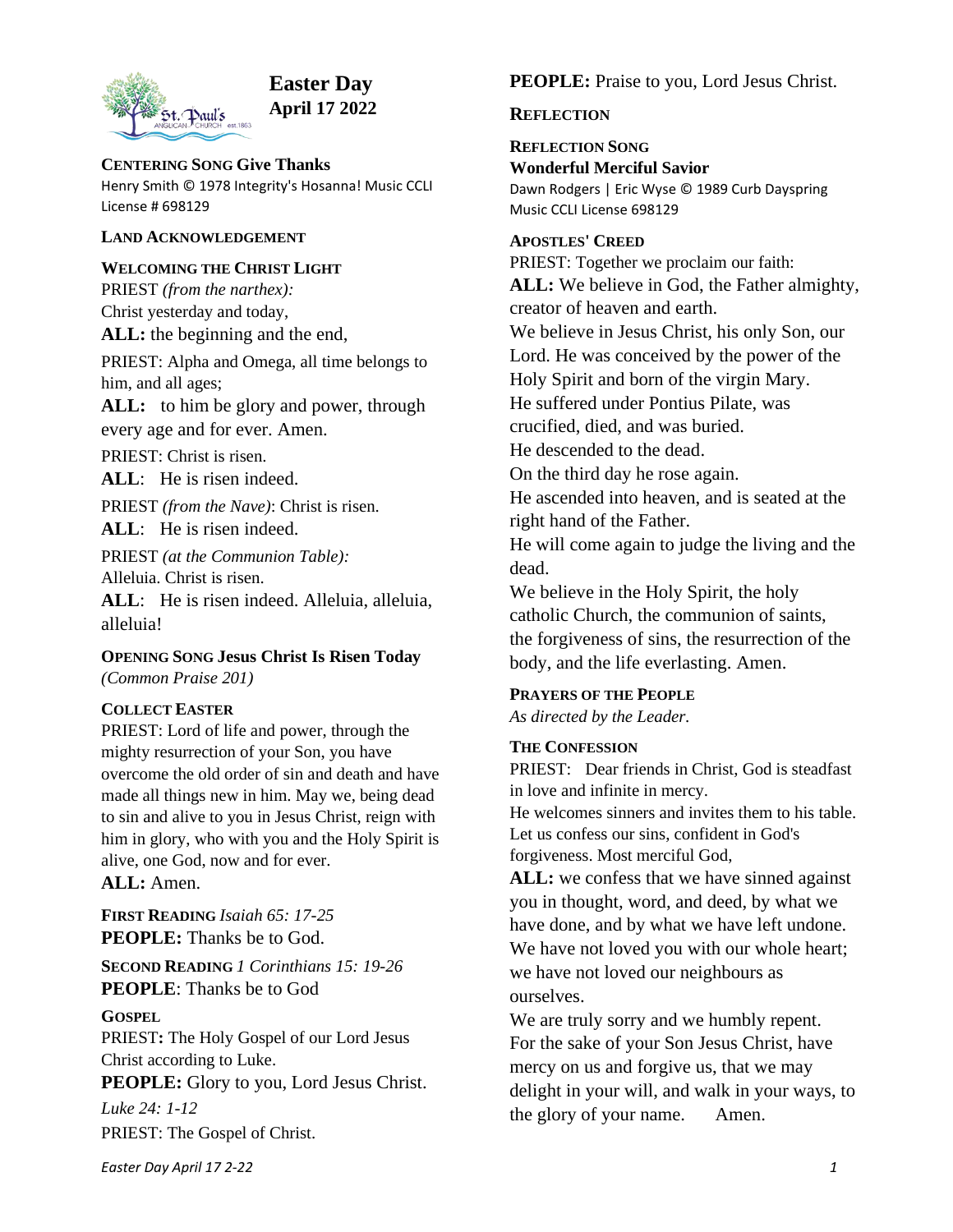# Easter Day
**April 17 2022**

**CENTERING SONG Give Thanks**
Henry Smith © 1978 Integrity's Hosanna! Music CCLI License # 698129

**LAND ACKNOWLEDGEMENT**

**WELCOMING THE CHRIST LIGHT**

PRIEST *(from the narthex):* Christ yesterday and today,

**ALL:** the beginning and the end,

PRIEST: Alpha and Omega, all time belongs to him, and all ages;

**ALL:** to him be glory and power, through every age and for ever. Amen.

PRIEST: Christ is risen.

**ALL**: He is risen indeed.

PRIEST *(from the Nave)*: Christ is risen.

**ALL**: He is risen indeed.

PRIEST *(at the Communion Table):* Alleluia. Christ is risen.

**ALL**: He is risen indeed. Alleluia, alleluia, alleluia!

**OPENING SONG Jesus Christ Is Risen Today**
*(Common Praise 201)*

**COLLECT EASTER**

PRIEST: Lord of life and power, through the mighty resurrection of your Son, you have overcome the old order of sin and death and have made all things new in him. May we, being dead to sin and alive to you in Jesus Christ, reign with him in glory, who with you and the Holy Spirit is alive, one God, now and for ever.

**ALL:** Amen.

**FIRST READING** *Isaiah 65: 17-25*

**PEOPLE:** Thanks be to God.

**SECOND READING** *1 Corinthians 15: 19-26*

**PEOPLE**: Thanks be to God

**GOSPEL**

PRIEST**:** The Holy Gospel of our Lord Jesus Christ according to Luke.

**PEOPLE:** Glory to you, Lord Jesus Christ.

*Luke 24: 1-12*

PRIEST: The Gospel of Christ.

**PEOPLE:** Praise to you, Lord Jesus Christ.

**REFLECTION**

**REFLECTION SONG**
**Wonderful Merciful Savior**
Dawn Rodgers | Eric Wyse © 1989 Curb Dayspring Music CCLI License 698129

**APOSTLES' CREED**

PRIEST: Together we proclaim our faith:

**ALL:** We believe in God, the Father almighty, creator of heaven and earth.
We believe in Jesus Christ, his only Son, our Lord. He was conceived by the power of the Holy Spirit and born of the virgin Mary.
He suffered under Pontius Pilate, was crucified, died, and was buried.
He descended to the dead.
On the third day he rose again.
He ascended into heaven, and is seated at the right hand of the Father.
He will come again to judge the living and the dead.
We believe in the Holy Spirit, the holy catholic Church, the communion of saints, the forgiveness of sins, the resurrection of the body, and the life everlasting. Amen.

**PRAYERS OF THE PEOPLE**
*As directed by the Leader.*

**THE CONFESSION**

PRIEST: Dear friends in Christ, God is steadfast in love and infinite in mercy.
He welcomes sinners and invites them to his table. Let us confess our sins, confident in God's forgiveness. Most merciful God,

**ALL:** we confess that we have sinned against you in thought, word, and deed, by what we have done, and by what we have left undone. We have not loved you with our whole heart; we have not loved our neighbours as ourselves.
We are truly sorry and we humbly repent. For the sake of your Son Jesus Christ, have mercy on us and forgive us, that we may delight in your will, and walk in your ways, to the glory of your name. Amen.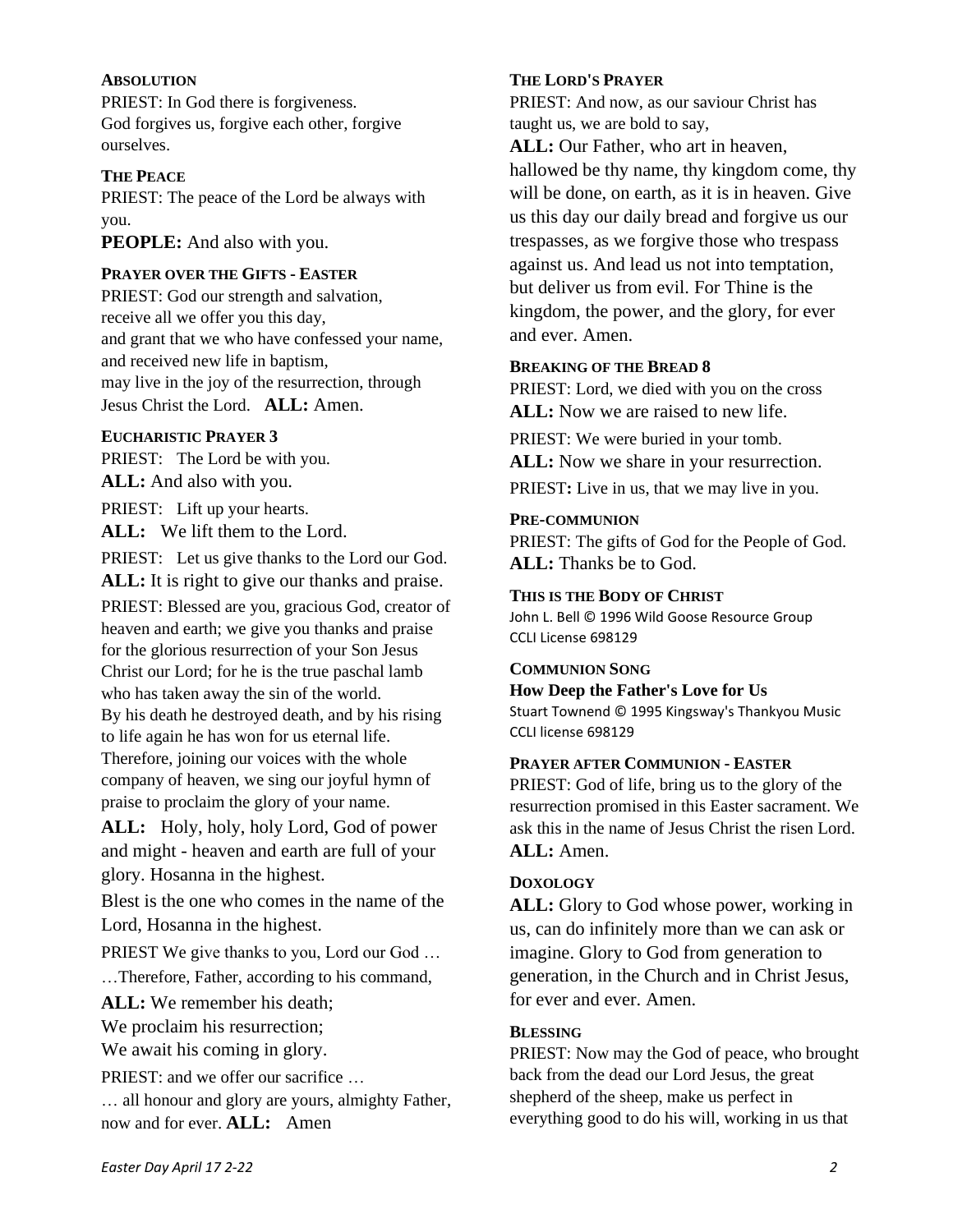### Absolution

PRIEST: In God there is forgiveness.
God forgives us, forgive each other, forgive ourselves.

### The Peace

PRIEST: The peace of the Lord be always with you.

**PEOPLE:** And also with you.

### Prayer over the Gifts - Easter

PRIEST: God our strength and salvation,
receive all we offer you this day,
and grant that we who have confessed your name,
and received new life in baptism,
may live in the joy of the resurrection, through Jesus Christ the Lord. **ALL:** Amen.

### Eucharistic Prayer 3

PRIEST: The Lord be with you.

**ALL:** And also with you.

PRIEST: Lift up your hearts.

**ALL:** We lift them to the Lord.

PRIEST: Let us give thanks to the Lord our God.

**ALL:** It is right to give our thanks and praise.

PRIEST: Blessed are you, gracious God, creator of heaven and earth; we give you thanks and praise for the glorious resurrection of your Son Jesus Christ our Lord; for he is the true paschal lamb who has taken away the sin of the world.
By his death he destroyed death, and by his rising to life again he has won for us eternal life.
Therefore, joining our voices with the whole company of heaven, we sing our joyful hymn of praise to proclaim the glory of your name.

**ALL:** Holy, holy, holy Lord, God of power and might - heaven and earth are full of your glory. Hosanna in the highest.

Blest is the one who comes in the name of the Lord, Hosanna in the highest.

PRIEST We give thanks to you, Lord our God …

…Therefore, Father, according to his command,

**ALL:** We remember his death;
We proclaim his resurrection;
We await his coming in glory.

PRIEST: and we offer our sacrifice …

… all honour and glory are yours, almighty Father, now and for ever. **ALL:** Amen

### The Lord's Prayer

PRIEST: And now, as our saviour Christ has taught us, we are bold to say,

**ALL:** Our Father, who art in heaven, hallowed be thy name, thy kingdom come, thy will be done, on earth, as it is in heaven. Give us this day our daily bread and forgive us our trespasses, as we forgive those who trespass against us. And lead us not into temptation, but deliver us from evil. For Thine is the kingdom, the power, and the glory, for ever and ever. Amen.

### Breaking of the Bread 8

PRIEST: Lord, we died with you on the cross

**ALL:** Now we are raised to new life.

PRIEST: We were buried in your tomb.

**ALL:** Now we share in your resurrection.

PRIEST**:** Live in us, that we may live in you.

### Pre-communion

PRIEST: The gifts of God for the People of God.

**ALL:** Thanks be to God.

### This is the Body of Christ

John L. Bell © 1996 Wild Goose Resource Group
CCLI License 698129

### Communion Song

**How Deep the Father's Love for Us**

Stuart Townend © 1995 Kingsway's Thankyou Music
CCLI license 698129

### Prayer after Communion - Easter

PRIEST: God of life, bring us to the glory of the resurrection promised in this Easter sacrament. We ask this in the name of Jesus Christ the risen Lord.

**ALL:** Amen.

### Doxology

**ALL:** Glory to God whose power, working in us, can do infinitely more than we can ask or imagine. Glory to God from generation to generation, in the Church and in Christ Jesus, for ever and ever. Amen.

### Blessing

PRIEST: Now may the God of peace, who brought back from the dead our Lord Jesus, the great shepherd of the sheep, make us perfect in everything good to do his will, working in us that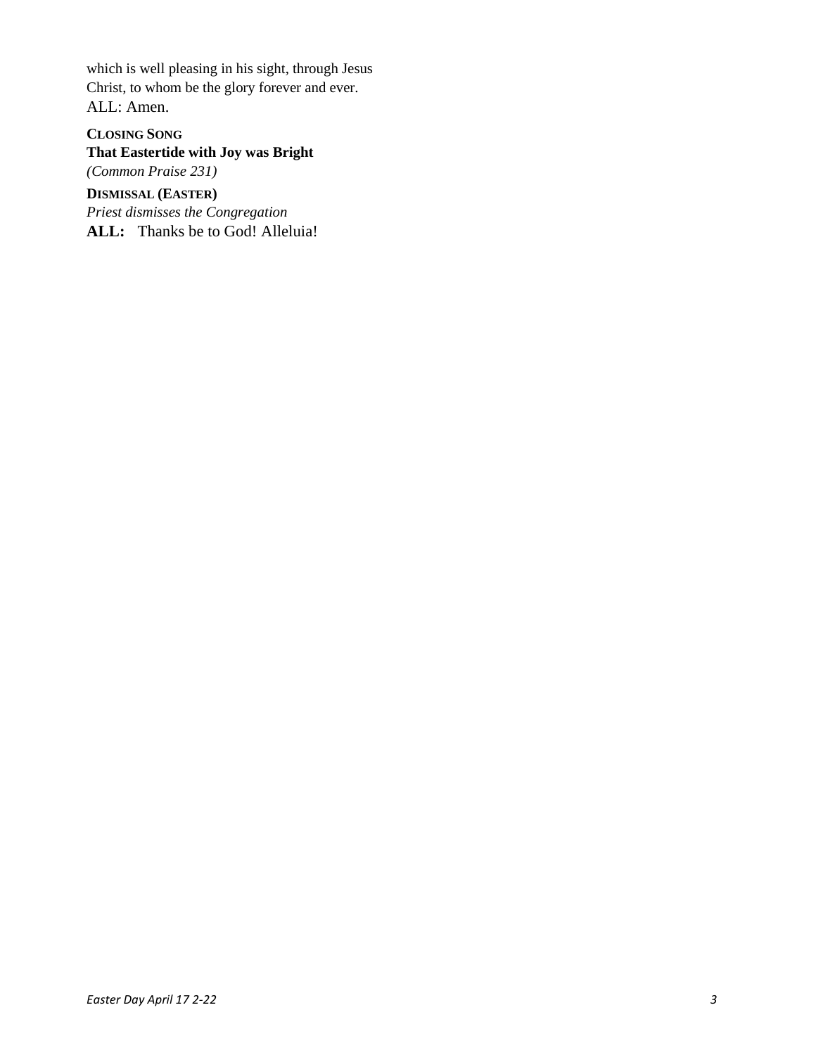which is well pleasing in his sight, through Jesus Christ, to whom be the glory forever and ever.
ALL: Amen.

**CLOSING SONG**
**That Eastertide with Joy was Bright**
*(Common Praise 231)*

**DISMISSAL (EASTER)**
*Priest dismisses the Congregation*
**ALL:** Thanks be to God! Alleluia!